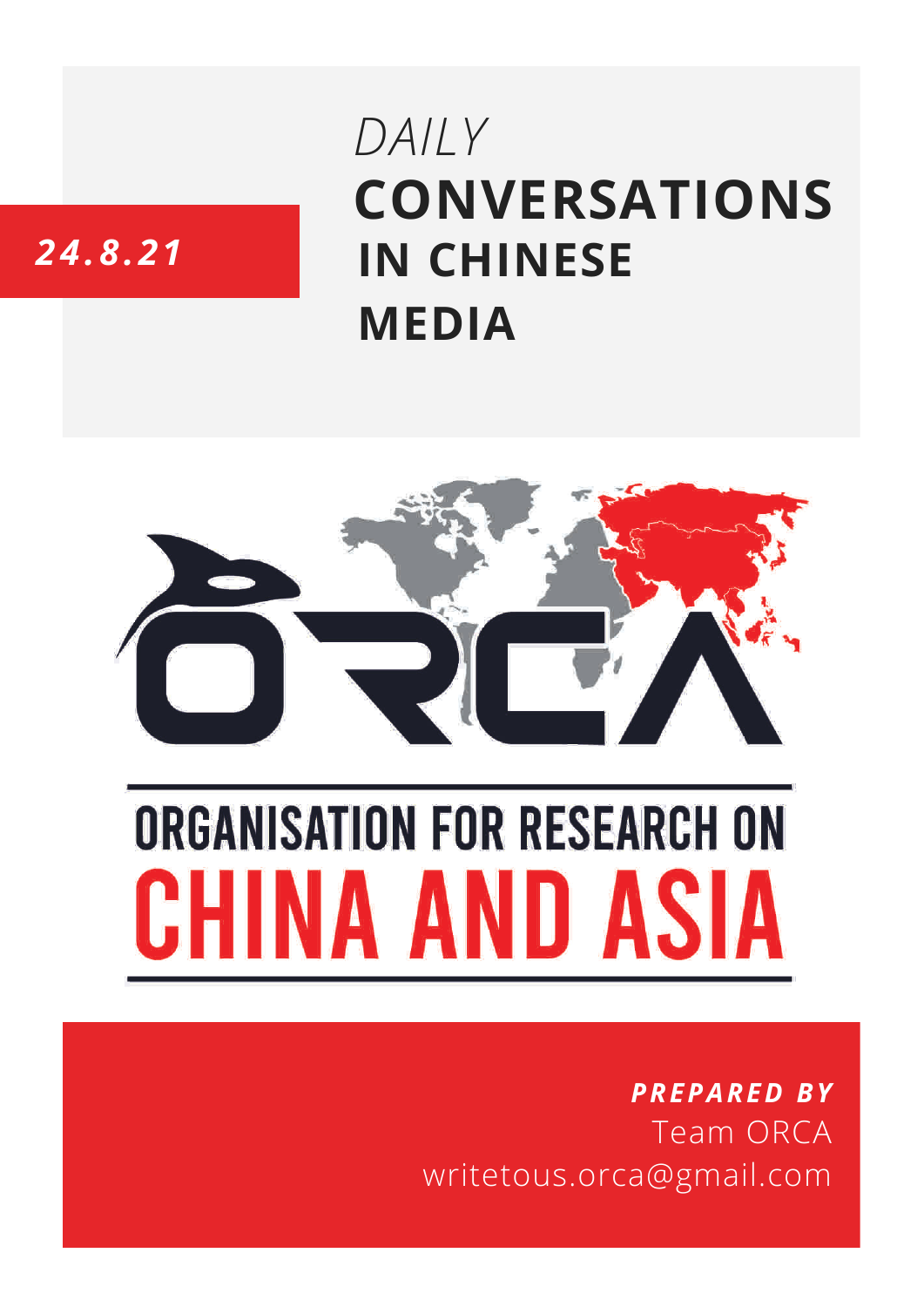*24.8.21*

# *DAILY* CONVERSATIONS IN CHINESE MEDIA

ORCA

ORGANISATION FOR RESEARCH ON CHINA AND ASIA

***PREPARED BY***
Team ORCA
writetous.orca@gmail.com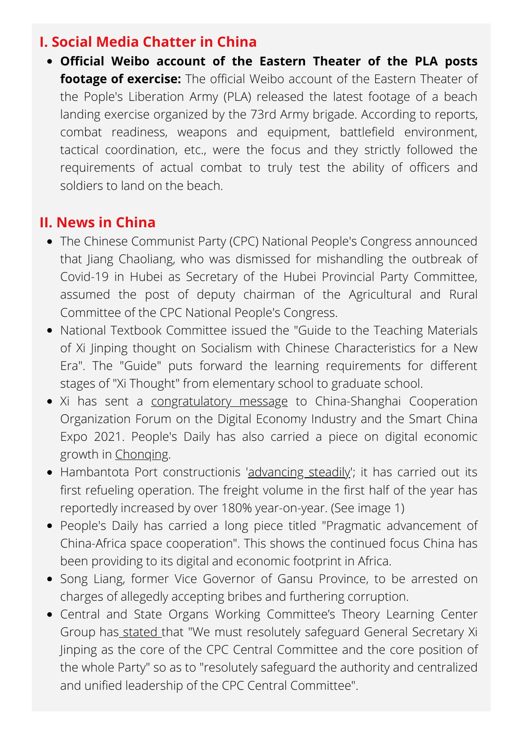## I. Social Media Chatter in China

- **Official Weibo account of the Eastern Theater of the PLA posts footage of exercise:** The official Weibo account of the Eastern Theater of the Pople's Liberation Army (PLA) released the latest footage of a beach landing exercise organized by the 73rd Army brigade. According to reports, combat readiness, weapons and equipment, battlefield environment, tactical coordination, etc., were the focus and they strictly followed the requirements of actual combat to truly test the ability of officers and soldiers to land on the beach.

## II. News in China

- The Chinese Communist Party (CPC) National People's Congress announced that Jiang Chaoliang, who was dismissed for mishandling the outbreak of Covid-19 in Hubei as Secretary of the Hubei Provincial Party Committee, assumed the post of deputy chairman of the Agricultural and Rural Committee of the CPC National People's Congress.
- National Textbook Committee issued the "Guide to the Teaching Materials of Xi Jinping thought on Socialism with Chinese Characteristics for a New Era". The "Guide" puts forward the learning requirements for different stages of "Xi Thought" from elementary school to graduate school.
- Xi has sent a congratulatory message to China-Shanghai Cooperation Organization Forum on the Digital Economy Industry and the Smart China Expo 2021. People's Daily has also carried a piece on digital economic growth in Chonqing.
- Hambantota Port constructionis 'advancing steadily'; it has carried out its first refueling operation. The freight volume in the first half of the year has reportedly increased by over 180% year-on-year. (See image 1)
- People's Daily has carried a long piece titled "Pragmatic advancement of China-Africa space cooperation". This shows the continued focus China has been providing to its digital and economic footprint in Africa.
- Song Liang, former Vice Governor of Gansu Province, to be arrested on charges of allegedly accepting bribes and furthering corruption.
- Central and State Organs Working Committee's Theory Learning Center Group has stated that "We must resolutely safeguard General Secretary Xi Jinping as the core of the CPC Central Committee and the core position of the whole Party" so as to "resolutely safeguard the authority and centralized and unified leadership of the CPC Central Committee".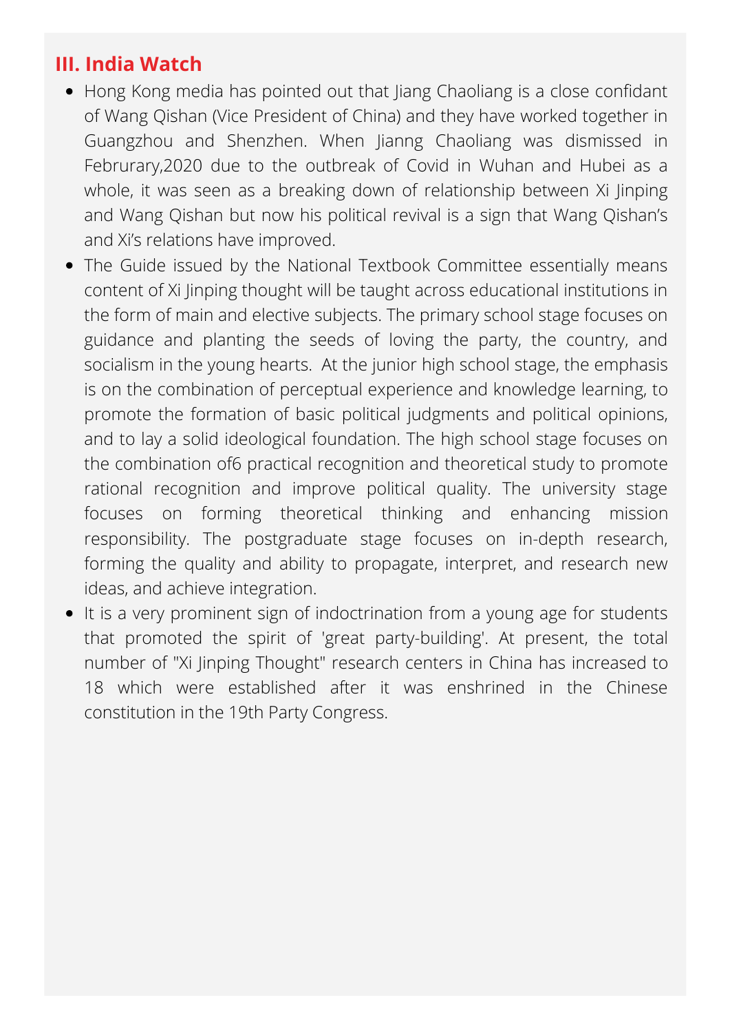## III. India Watch

- Hong Kong media has pointed out that Jiang Chaoliang is a close confidant of Wang Qishan (Vice President of China) and they have worked together in Guangzhou and Shenzhen. When Jianng Chaoliang was dismissed in Februrary,2020 due to the outbreak of Covid in Wuhan and Hubei as a whole, it was seen as a breaking down of relationship between Xi Jinping and Wang Qishan but now his political revival is a sign that Wang Qishan's and Xi's relations have improved.
- The Guide issued by the National Textbook Committee essentially means content of Xi Jinping thought will be taught across educational institutions in the form of main and elective subjects. The primary school stage focuses on guidance and planting the seeds of loving the party, the country, and socialism in the young hearts. At the junior high school stage, the emphasis is on the combination of perceptual experience and knowledge learning, to promote the formation of basic political judgments and political opinions, and to lay a solid ideological foundation. The high school stage focuses on the combination of6 practical recognition and theoretical study to promote rational recognition and improve political quality. The university stage focuses on forming theoretical thinking and enhancing mission responsibility. The postgraduate stage focuses on in-depth research, forming the quality and ability to propagate, interpret, and research new ideas, and achieve integration.
- It is a very prominent sign of indoctrination from a young age for students that promoted the spirit of 'great party-building'. At present, the total number of "Xi Jinping Thought" research centers in China has increased to 18 which were established after it was enshrined in the Chinese constitution in the 19th Party Congress.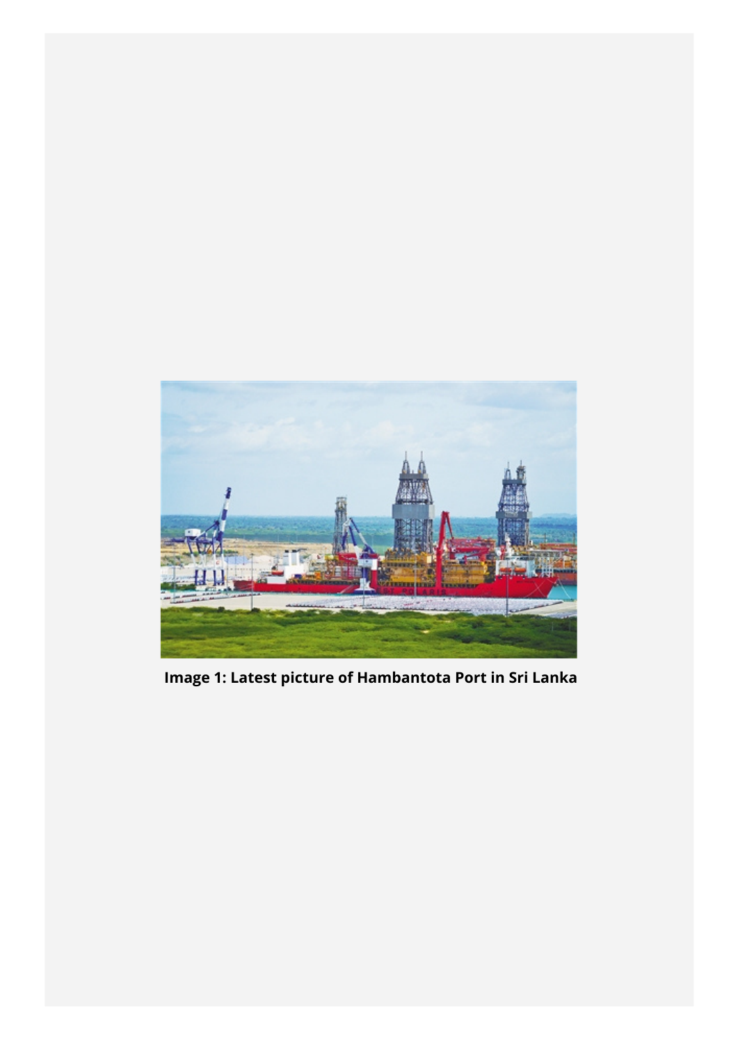Image 1: Latest picture of Hambantota Port in Sri Lanka